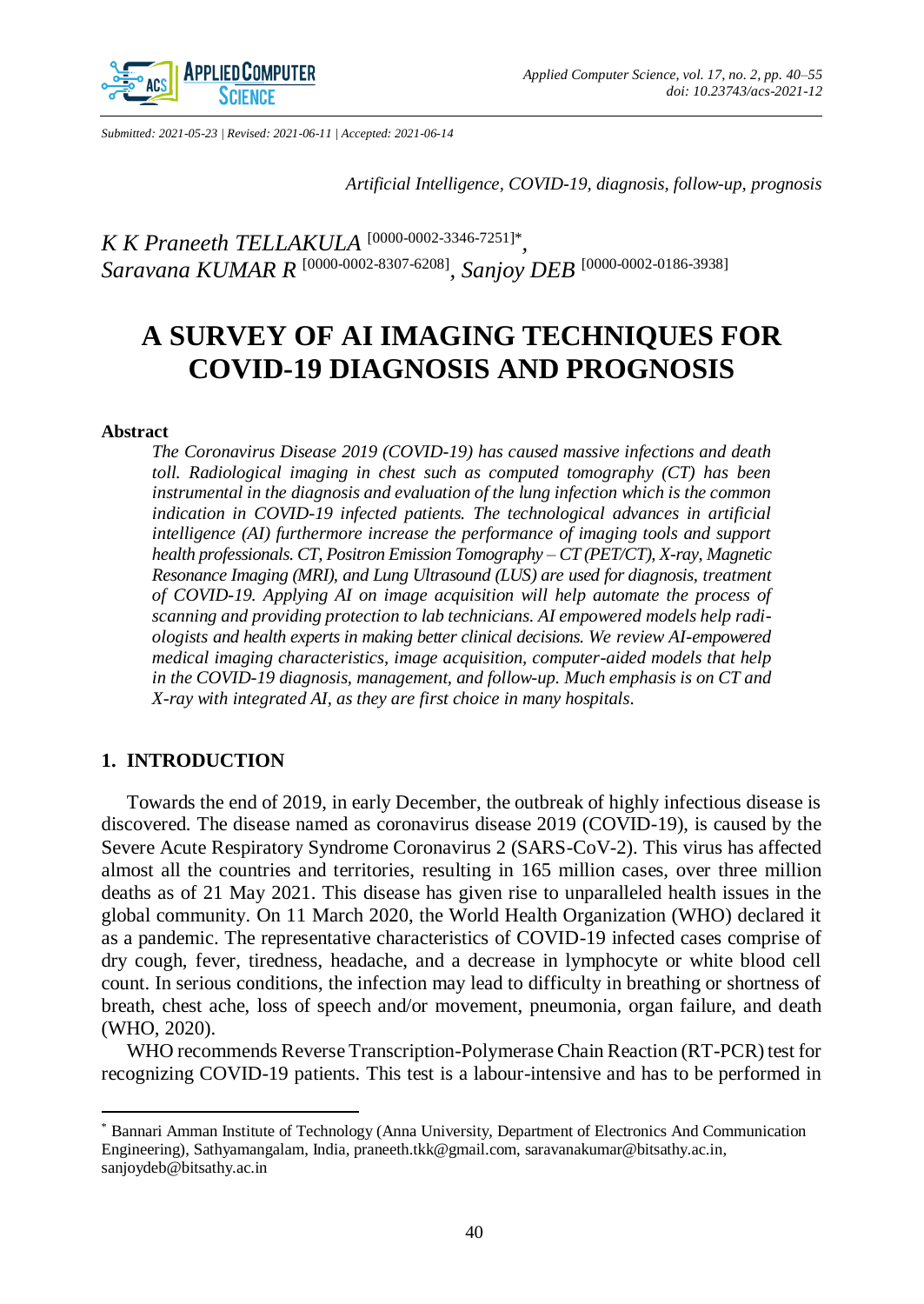Submitted: 2021-05-23 | Revised: 2021-06-11 | Accepted: 2021-06-14

*Artificial Intelligence, COVID-19, diagnosis, follow-up, prognosis*

*K K Praneeth TELLAKULA* [0000-0002-3346-7251]*, *Saravana KUMAR R* [0000-0002-8307-6208], *Sanjoy DEB* [0000-0002-0186-3938]

# A SURVEY OF AI IMAGING TECHNIQUES FOR COVID-19 DIAGNOSIS AND PROGNOSIS

**Abstract**

*The Coronavirus Disease 2019 (COVID-19) has caused massive infections and death toll. Radiological imaging in chest such as computed tomography (CT) has been instrumental in the diagnosis and evaluation of the lung infection which is the common indication in COVID-19 infected patients. The technological advances in artificial intelligence (AI) furthermore increase the performance of imaging tools and support health professionals. CT, Positron Emission Tomography – CT (PET/CT), X-ray, Magnetic Resonance Imaging (MRI), and Lung Ultrasound (LUS) are used for diagnosis, treatment of COVID-19. Applying AI on image acquisition will help automate the process of scanning and providing protection to lab technicians. AI empowered models help radiologists and health experts in making better clinical decisions. We review AI-empowered medical imaging characteristics, image acquisition, computer-aided models that help in the COVID-19 diagnosis, management, and follow-up. Much emphasis is on CT and X-ray with integrated AI, as they are first choice in many hospitals.*

## 1. INTRODUCTION

Towards the end of 2019, in early December, the outbreak of highly infectious disease is discovered. The disease named as coronavirus disease 2019 (COVID-19), is caused by the Severe Acute Respiratory Syndrome Coronavirus 2 (SARS-CoV-2). This virus has affected almost all the countries and territories, resulting in 165 million cases, over three million deaths as of 21 May 2021. This disease has given rise to unparalleled health issues in the global community. On 11 March 2020, the World Health Organization (WHO) declared it as a pandemic. The representative characteristics of COVID-19 infected cases comprise of dry cough, fever, tiredness, headache, and a decrease in lymphocyte or white blood cell count. In serious conditions, the infection may lead to difficulty in breathing or shortness of breath, chest ache, loss of speech and/or movement, pneumonia, organ failure, and death (WHO, 2020).

WHO recommends Reverse Transcription-Polymerase Chain Reaction (RT-PCR) test for recognizing COVID-19 patients. This test is a labour-intensive and has to be performed in

---

* Bannari Amman Institute of Technology (Anna University, Department of Electronics And Communication Engineering), Sathyamangalam, India, praneeth.tkk@gmail.com, saravanakumar@bitsathy.ac.in, sanjoydeb@bitsathy.ac.in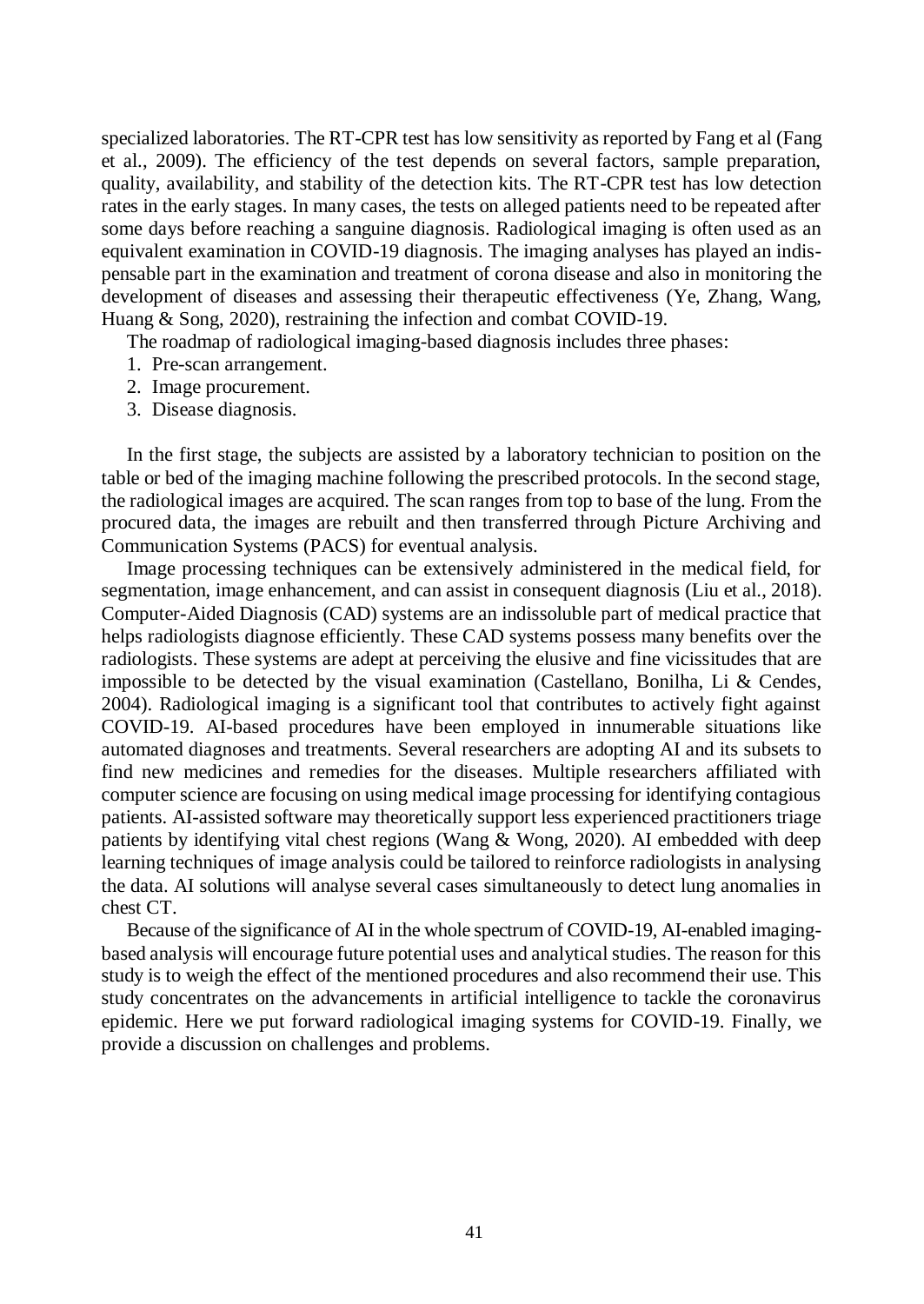specialized laboratories. The RT-CPR test has low sensitivity as reported by Fang et al (Fang et al., 2009). The efficiency of the test depends on several factors, sample preparation, quality, availability, and stability of the detection kits. The RT-CPR test has low detection rates in the early stages. In many cases, the tests on alleged patients need to be repeated after some days before reaching a sanguine diagnosis. Radiological imaging is often used as an equivalent examination in COVID-19 diagnosis. The imaging analyses has played an indispensable part in the examination and treatment of corona disease and also in monitoring the development of diseases and assessing their therapeutic effectiveness (Ye, Zhang, Wang, Huang & Song, 2020), restraining the infection and combat COVID-19.

The roadmap of radiological imaging-based diagnosis includes three phases:

1. Pre-scan arrangement.
2. Image procurement.
3. Disease diagnosis.

In the first stage, the subjects are assisted by a laboratory technician to position on the table or bed of the imaging machine following the prescribed protocols. In the second stage, the radiological images are acquired. The scan ranges from top to base of the lung. From the procured data, the images are rebuilt and then transferred through Picture Archiving and Communication Systems (PACS) for eventual analysis.

Image processing techniques can be extensively administered in the medical field, for segmentation, image enhancement, and can assist in consequent diagnosis (Liu et al., 2018). Computer-Aided Diagnosis (CAD) systems are an indissoluble part of medical practice that helps radiologists diagnose efficiently. These CAD systems possess many benefits over the radiologists. These systems are adept at perceiving the elusive and fine vicissitudes that are impossible to be detected by the visual examination (Castellano, Bonilha, Li & Cendes, 2004). Radiological imaging is a significant tool that contributes to actively fight against COVID-19. AI-based procedures have been employed in innumerable situations like automated diagnoses and treatments. Several researchers are adopting AI and its subsets to find new medicines and remedies for the diseases. Multiple researchers affiliated with computer science are focusing on using medical image processing for identifying contagious patients. AI-assisted software may theoretically support less experienced practitioners triage patients by identifying vital chest regions (Wang & Wong, 2020). AI embedded with deep learning techniques of image analysis could be tailored to reinforce radiologists in analysing the data. AI solutions will analyse several cases simultaneously to detect lung anomalies in chest CT.

Because of the significance of AI in the whole spectrum of COVID-19, AI-enabled imaging-based analysis will encourage future potential uses and analytical studies. The reason for this study is to weigh the effect of the mentioned procedures and also recommend their use. This study concentrates on the advancements in artificial intelligence to tackle the coronavirus epidemic. Here we put forward radiological imaging systems for COVID-19. Finally, we provide a discussion on challenges and problems.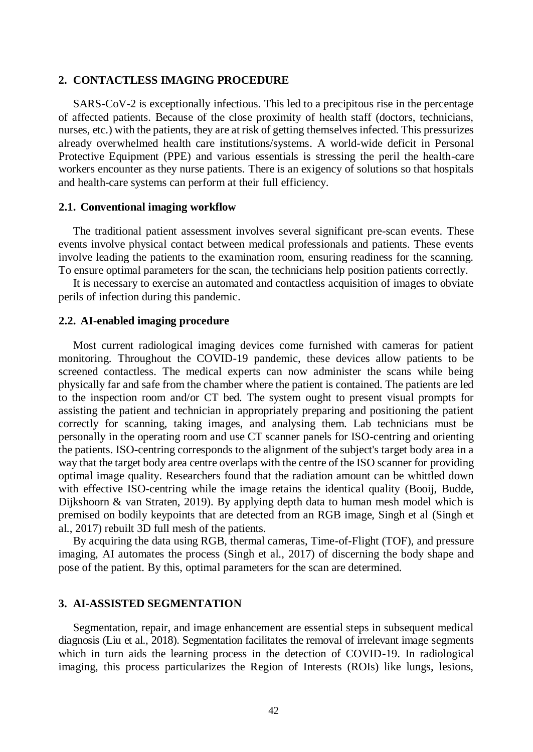## 2. CONTACTLESS IMAGING PROCEDURE

SARS-CoV-2 is exceptionally infectious. This led to a precipitous rise in the percentage of affected patients. Because of the close proximity of health staff (doctors, technicians, nurses, etc.) with the patients, they are at risk of getting themselves infected. This pressurizes already overwhelmed health care institutions/systems. A world-wide deficit in Personal Protective Equipment (PPE) and various essentials is stressing the peril the health-care workers encounter as they nurse patients. There is an exigency of solutions so that hospitals and health-care systems can perform at their full efficiency.

### 2.1. Conventional imaging workflow

The traditional patient assessment involves several significant pre-scan events. These events involve physical contact between medical professionals and patients. These events involve leading the patients to the examination room, ensuring readiness for the scanning. To ensure optimal parameters for the scan, the technicians help position patients correctly.

It is necessary to exercise an automated and contactless acquisition of images to obviate perils of infection during this pandemic.

### 2.2. AI-enabled imaging procedure

Most current radiological imaging devices come furnished with cameras for patient monitoring. Throughout the COVID-19 pandemic, these devices allow patients to be screened contactless. The medical experts can now administer the scans while being physically far and safe from the chamber where the patient is contained. The patients are led to the inspection room and/or CT bed. The system ought to present visual prompts for assisting the patient and technician in appropriately preparing and positioning the patient correctly for scanning, taking images, and analysing them. Lab technicians must be personally in the operating room and use CT scanner panels for ISO-centring and orienting the patients. ISO-centring corresponds to the alignment of the subject's target body area in a way that the target body area centre overlaps with the centre of the ISO scanner for providing optimal image quality. Researchers found that the radiation amount can be whittled down with effective ISO-centring while the image retains the identical quality (Booij, Budde, Dijkshoorn & van Straten, 2019). By applying depth data to human mesh model which is premised on bodily keypoints that are detected from an RGB image, Singh et al (Singh et al., 2017) rebuilt 3D full mesh of the patients.

By acquiring the data using RGB, thermal cameras, Time-of-Flight (TOF), and pressure imaging, AI automates the process (Singh et al., 2017) of discerning the body shape and pose of the patient. By this, optimal parameters for the scan are determined.

## 3. AI-ASSISTED SEGMENTATION

Segmentation, repair, and image enhancement are essential steps in subsequent medical diagnosis (Liu et al., 2018). Segmentation facilitates the removal of irrelevant image segments which in turn aids the learning process in the detection of COVID-19. In radiological imaging, this process particularizes the Region of Interests (ROIs) like lungs, lesions,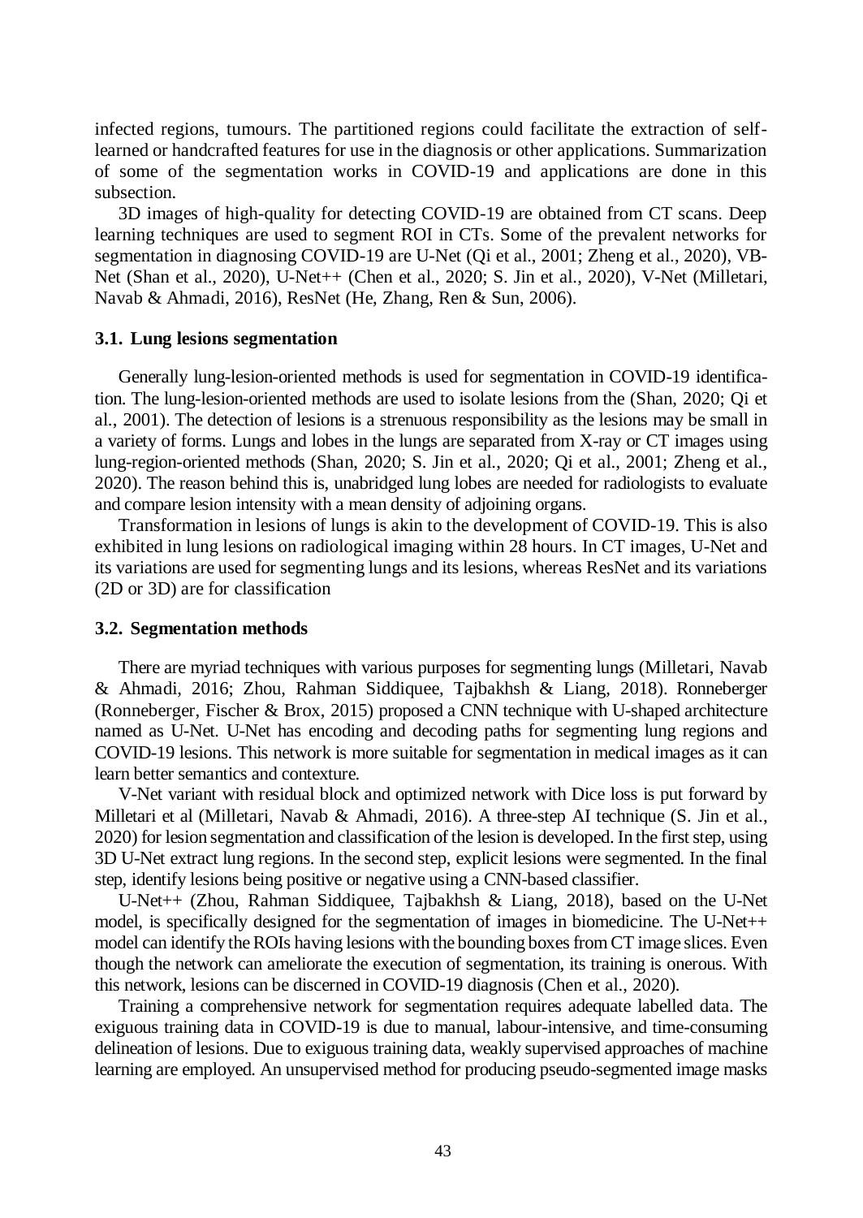infected regions, tumours. The partitioned regions could facilitate the extraction of self-learned or handcrafted features for use in the diagnosis or other applications. Summarization of some of the segmentation works in COVID-19 and applications are done in this subsection.

3D images of high-quality for detecting COVID-19 are obtained from CT scans. Deep learning techniques are used to segment ROI in CTs. Some of the prevalent networks for segmentation in diagnosing COVID-19 are U-Net (Qi et al., 2001; Zheng et al., 2020), VB-Net (Shan et al., 2020), U-Net++ (Chen et al., 2020; S. Jin et al., 2020), V-Net (Milletari, Navab & Ahmadi, 2016), ResNet (He, Zhang, Ren & Sun, 2006).

### 3.1. Lung lesions segmentation

Generally lung-lesion-oriented methods is used for segmentation in COVID-19 identification. The lung-lesion-oriented methods are used to isolate lesions from the (Shan, 2020; Qi et al., 2001). The detection of lesions is a strenuous responsibility as the lesions may be small in a variety of forms. Lungs and lobes in the lungs are separated from X-ray or CT images using lung-region-oriented methods (Shan, 2020; S. Jin et al., 2020; Qi et al., 2001; Zheng et al., 2020). The reason behind this is, unabridged lung lobes are needed for radiologists to evaluate and compare lesion intensity with a mean density of adjoining organs.

Transformation in lesions of lungs is akin to the development of COVID-19. This is also exhibited in lung lesions on radiological imaging within 28 hours. In CT images, U-Net and its variations are used for segmenting lungs and its lesions, whereas ResNet and its variations (2D or 3D) are for classification

### 3.2. Segmentation methods

There are myriad techniques with various purposes for segmenting lungs (Milletari, Navab & Ahmadi, 2016; Zhou, Rahman Siddiquee, Tajbakhsh & Liang, 2018). Ronneberger (Ronneberger, Fischer & Brox, 2015) proposed a CNN technique with U-shaped architecture named as U-Net. U-Net has encoding and decoding paths for segmenting lung regions and COVID-19 lesions. This network is more suitable for segmentation in medical images as it can learn better semantics and contexture.

V-Net variant with residual block and optimized network with Dice loss is put forward by Milletari et al (Milletari, Navab & Ahmadi, 2016). A three-step AI technique (S. Jin et al., 2020) for lesion segmentation and classification of the lesion is developed. In the first step, using 3D U-Net extract lung regions. In the second step, explicit lesions were segmented. In the final step, identify lesions being positive or negative using a CNN-based classifier.

U-Net++ (Zhou, Rahman Siddiquee, Tajbakhsh & Liang, 2018), based on the U-Net model, is specifically designed for the segmentation of images in biomedicine. The U-Net++ model can identify the ROIs having lesions with the bounding boxes from CT image slices. Even though the network can ameliorate the execution of segmentation, its training is onerous. With this network, lesions can be discerned in COVID-19 diagnosis (Chen et al., 2020).

Training a comprehensive network for segmentation requires adequate labelled data. The exiguous training data in COVID-19 is due to manual, labour-intensive, and time-consuming delineation of lesions. Due to exiguous training data, weakly supervised approaches of machine learning are employed. An unsupervised method for producing pseudo-segmented image masks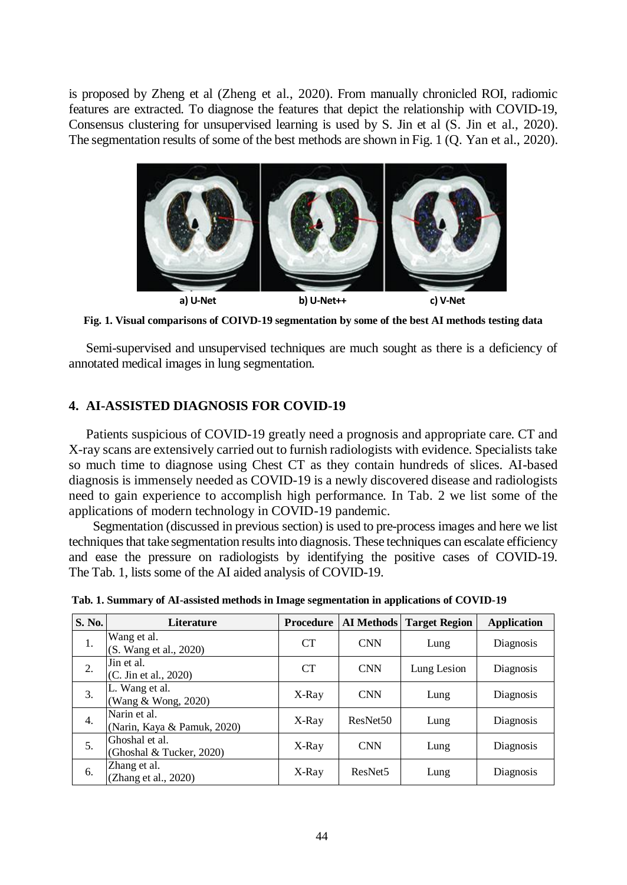is proposed by Zheng et al (Zheng et al., 2020). From manually chronicled ROI, radiomic features are extracted. To diagnose the features that depict the relationship with COVID-19, Consensus clustering for unsupervised learning is used by S. Jin et al (S. Jin et al., 2020). The segmentation results of some of the best methods are shown in Fig. 1 (Q. Yan et al., 2020).

a) U-Net b) U-Net++ c) V-Net

**Fig. 1. Visual comparisons of COIVD-19 segmentation by some of the best AI methods testing data**

Semi-supervised and unsupervised techniques are much sought as there is a deficiency of annotated medical images in lung segmentation.

## 4. AI-ASSISTED DIAGNOSIS FOR COVID-19

Patients suspicious of COVID-19 greatly need a prognosis and appropriate care. CT and X-ray scans are extensively carried out to furnish radiologists with evidence. Specialists take so much time to diagnose using Chest CT as they contain hundreds of slices. AI-based diagnosis is immensely needed as COVID-19 is a newly discovered disease and radiologists need to gain experience to accomplish high performance. In Tab. 2 we list some of the applications of modern technology in COVID-19 pandemic.

Segmentation (discussed in previous section) is used to pre-process images and here we list techniques that take segmentation results into diagnosis. These techniques can escalate efficiency and ease the pressure on radiologists by identifying the positive cases of COVID-19. The Tab. 1, lists some of the AI aided analysis of COVID-19.

**Tab. 1. Summary of AI-assisted methods in Image segmentation in applications of COVID-19**

| S. No. | Literature | Procedure | AI Methods | Target Region | Application |
|---|---|---|---|---|---|
| 1. | Wang et al. (S. Wang et al., 2020) | CT | CNN | Lung | Diagnosis |
| 2. | Jin et al. (C. Jin et al., 2020) | CT | CNN | Lung Lesion | Diagnosis |
| 3. | L. Wang et al. (Wang & Wong, 2020) | X-Ray | CNN | Lung | Diagnosis |
| 4. | Narin et al. (Narin, Kaya & Pamuk, 2020) | X-Ray | ResNet50 | Lung | Diagnosis |
| 5. | Ghoshal et al. (Ghoshal & Tucker, 2020) | X-Ray | CNN | Lung | Diagnosis |
| 6. | Zhang et al. (Zhang et al., 2020) | X-Ray | ResNet5 | Lung | Diagnosis |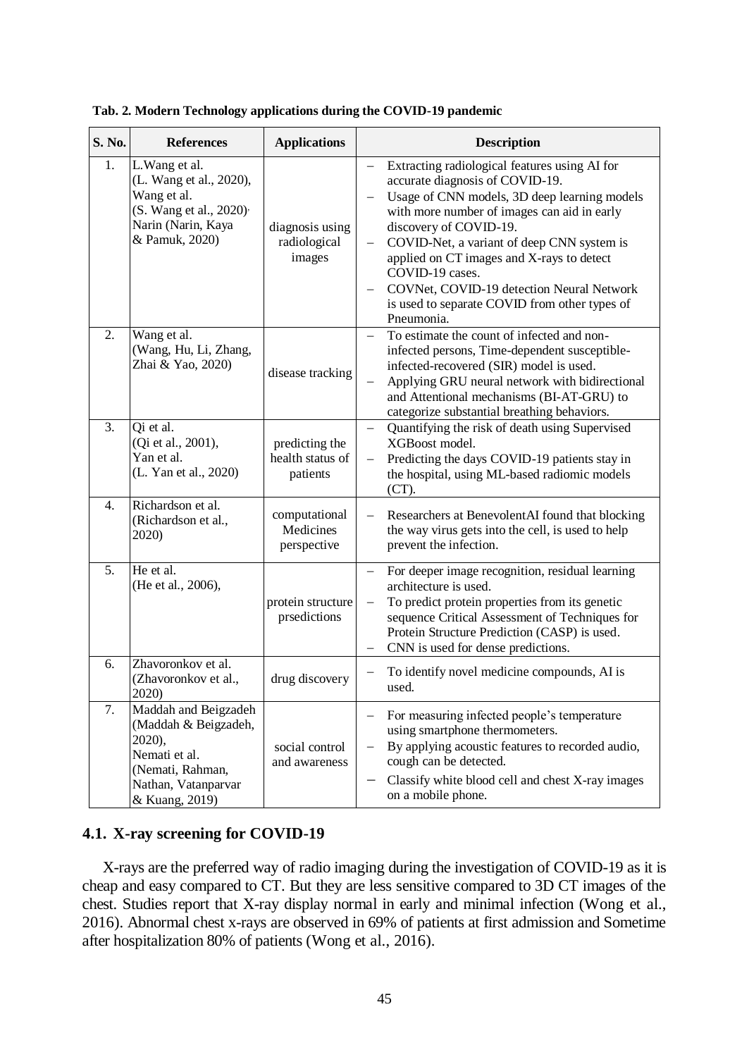**Tab. 2. Modern Technology applications during the COVID-19 pandemic**

| S. No. | References | Applications | Description |
|---|---|---|---|
| 1. | L.Wang et al. (L. Wang et al., 2020), Wang et al. (S. Wang et al., 2020), Narin (Narin, Kaya & Pamuk, 2020) | diagnosis using radiological images | – Extracting radiological features using AI for accurate diagnosis of COVID-19. – Usage of CNN models, 3D deep learning models with more number of images can aid in early discovery of COVID-19. – COVID-Net, a variant of deep CNN system is applied on CT images and X-rays to detect COVID-19 cases. – COVNet, COVID-19 detection Neural Network is used to separate COVID from other types of Pneumonia. |
| 2. | Wang et al. (Wang, Hu, Li, Zhang, Zhai & Yao, 2020) | disease tracking | – To estimate the count of infected and non-infected persons, Time-dependent susceptible-infected-recovered (SIR) model is used. – Applying GRU neural network with bidirectional and Attentional mechanisms (BI-AT-GRU) to categorize substantial breathing behaviors. |
| 3. | Qi et al. (Qi et al., 2001), Yan et al. (L. Yan et al., 2020) | predicting the health status of patients | – Quantifying the risk of death using Supervised XGBoost model. – Predicting the days COVID-19 patients stay in the hospital, using ML-based radiomic models (CT). |
| 4. | Richardson et al. (Richardson et al., 2020) | computational Medicines perspective | – Researchers at BenevolentAI found that blocking the way virus gets into the cell, is used to help prevent the infection. |
| 5. | He et al. (He et al., 2006), | protein structure prsedictions | – For deeper image recognition, residual learning architecture is used. – To predict protein properties from its genetic sequence Critical Assessment of Techniques for Protein Structure Prediction (CASP) is used. – CNN is used for dense predictions. |
| 6. | Zhavoronkov et al. (Zhavoronkov et al., 2020) | drug discovery | – To identify novel medicine compounds, AI is used. |
| 7. | Maddah and Beigzadeh (Maddah & Beigzadeh, 2020), Nemati et al. (Nemati, Rahman, Nathan, Vatanparvar & Kuang, 2019) | social control and awareness | – For measuring infected people's temperature using smartphone thermometers. – By applying acoustic features to recorded audio, cough can be detected. – Classify white blood cell and chest X-ray images on a mobile phone. |

## 4.1. X-ray screening for COVID-19

X-rays are the preferred way of radio imaging during the investigation of COVID-19 as it is cheap and easy compared to CT. But they are less sensitive compared to 3D CT images of the chest. Studies report that X-ray display normal in early and minimal infection (Wong et al., 2016). Abnormal chest x-rays are observed in 69% of patients at first admission and Sometime after hospitalization 80% of patients (Wong et al., 2016).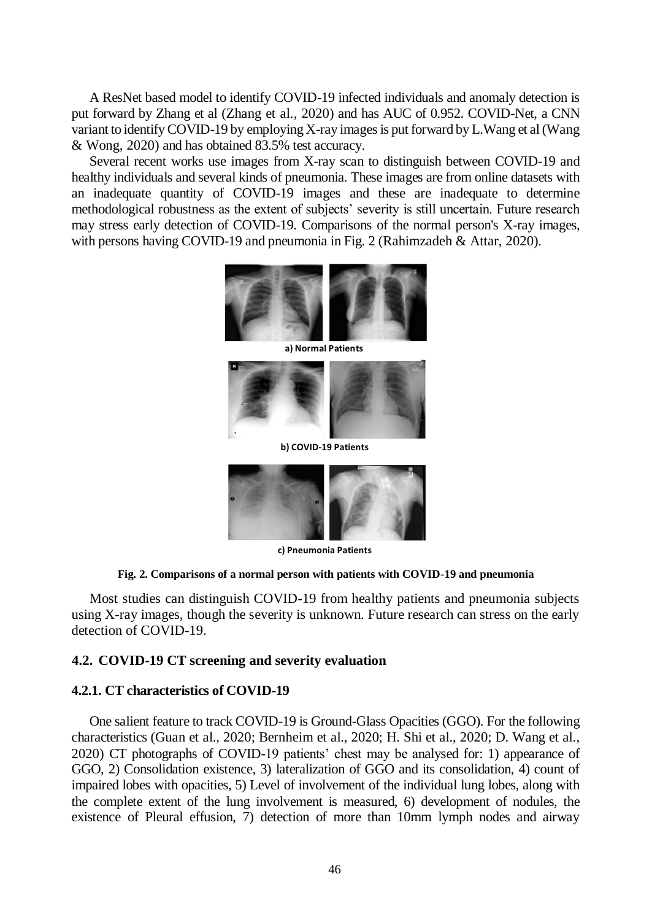A ResNet based model to identify COVID-19 infected individuals and anomaly detection is put forward by Zhang et al (Zhang et al., 2020) and has AUC of 0.952. COVID-Net, a CNN variant to identify COVID-19 by employing X-ray images is put forward by L.Wang et al (Wang & Wong, 2020) and has obtained 83.5% test accuracy.

Several recent works use images from X-ray scan to distinguish between COVID-19 and healthy individuals and several kinds of pneumonia. These images are from online datasets with an inadequate quantity of COVID-19 images and these are inadequate to determine methodological robustness as the extent of subjects' severity is still uncertain. Future research may stress early detection of COVID-19. Comparisons of the normal person's X-ray images, with persons having COVID-19 and pneumonia in Fig. 2 (Rahimzadeh & Attar, 2020).

**a) Normal Patients**

**b) COVID-19 Patients**

**c) Pneumonia Patients**

**Fig. 2. Comparisons of a normal person with patients with COVID-19 and pneumonia**

Most studies can distinguish COVID-19 from healthy patients and pneumonia subjects using X-ray images, though the severity is unknown. Future research can stress on the early detection of COVID-19.

## 4.2. COVID-19 CT screening and severity evaluation

### 4.2.1. CT characteristics of COVID-19

One salient feature to track COVID-19 is Ground-Glass Opacities (GGO). For the following characteristics (Guan et al., 2020; Bernheim et al., 2020; H. Shi et al., 2020; D. Wang et al., 2020) CT photographs of COVID-19 patients' chest may be analysed for: 1) appearance of GGO, 2) Consolidation existence, 3) lateralization of GGO and its consolidation, 4) count of impaired lobes with opacities, 5) Level of involvement of the individual lung lobes, along with the complete extent of the lung involvement is measured, 6) development of nodules, the existence of Pleural effusion, 7) detection of more than 10mm lymph nodes and airway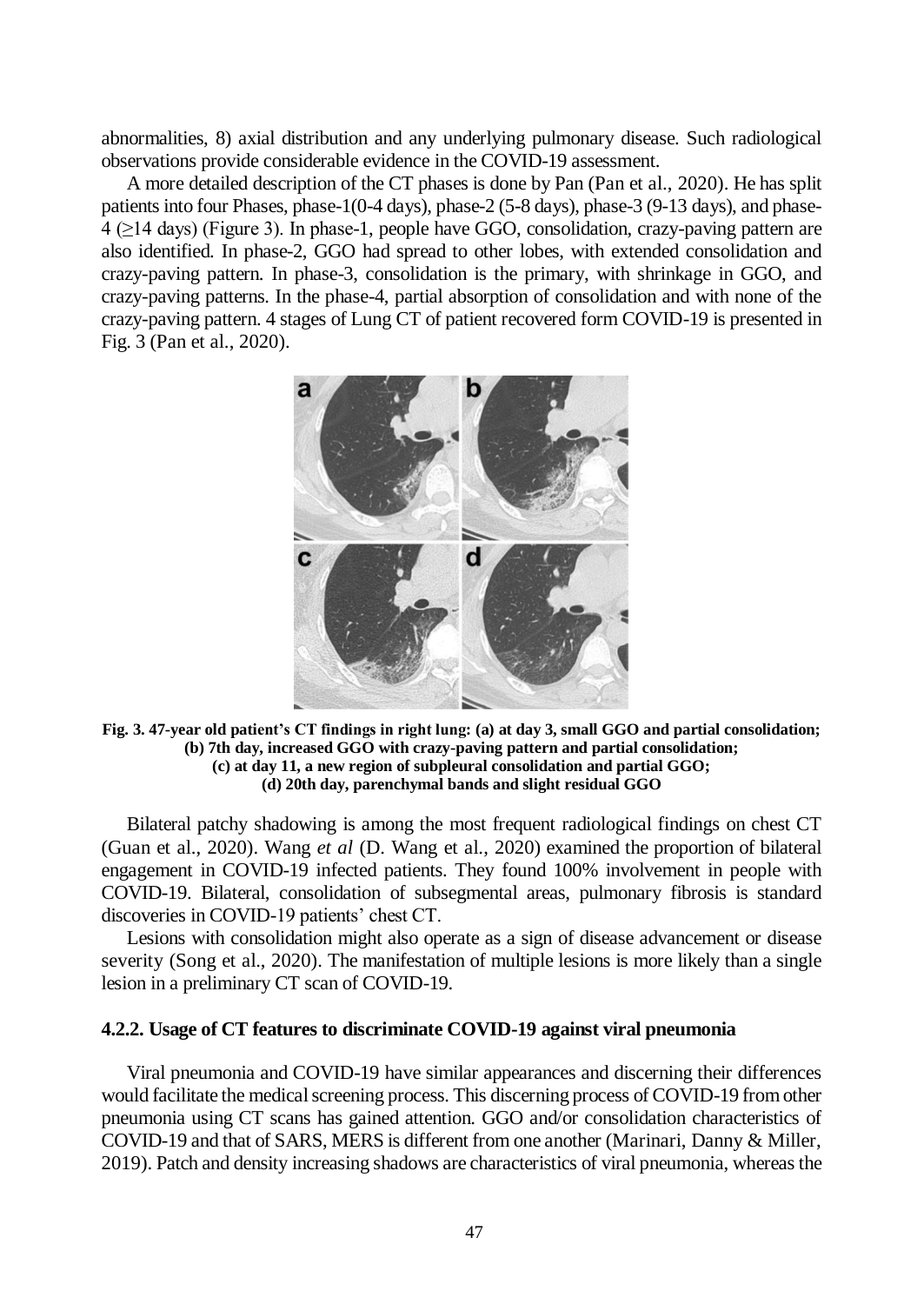abnormalities, 8) axial distribution and any underlying pulmonary disease. Such radiological observations provide considerable evidence in the COVID-19 assessment.

A more detailed description of the CT phases is done by Pan (Pan et al., 2020). He has split patients into four Phases, phase-1(0-4 days), phase-2 (5-8 days), phase-3 (9-13 days), and phase-4 (≥14 days) (Figure 3). In phase-1, people have GGO, consolidation, crazy-paving pattern are also identified. In phase-2, GGO had spread to other lobes, with extended consolidation and crazy-paving pattern. In phase-3, consolidation is the primary, with shrinkage in GGO, and crazy-paving patterns. In the phase-4, partial absorption of consolidation and with none of the crazy-paving pattern. 4 stages of Lung CT of patient recovered form COVID-19 is presented in Fig. 3 (Pan et al., 2020).

**Fig. 3. 47-year old patient's CT findings in right lung: (a) at day 3, small GGO and partial consolidation; (b) 7th day, increased GGO with crazy-paving pattern and partial consolidation; (c) at day 11, a new region of subpleural consolidation and partial GGO; (d) 20th day, parenchymal bands and slight residual GGO**

Bilateral patchy shadowing is among the most frequent radiological findings on chest CT (Guan et al., 2020). Wang *et al* (D. Wang et al., 2020) examined the proportion of bilateral engagement in COVID-19 infected patients. They found 100% involvement in people with COVID-19. Bilateral, consolidation of subsegmental areas, pulmonary fibrosis is standard discoveries in COVID-19 patients' chest CT.

Lesions with consolidation might also operate as a sign of disease advancement or disease severity (Song et al., 2020). The manifestation of multiple lesions is more likely than a single lesion in a preliminary CT scan of COVID-19.

### 4.2.2. Usage of CT features to discriminate COVID-19 against viral pneumonia

Viral pneumonia and COVID-19 have similar appearances and discerning their differences would facilitate the medical screening process. This discerning process of COVID-19 from other pneumonia using CT scans has gained attention. GGO and/or consolidation characteristics of COVID-19 and that of SARS, MERS is different from one another (Marinari, Danny & Miller, 2019). Patch and density increasing shadows are characteristics of viral pneumonia, whereas the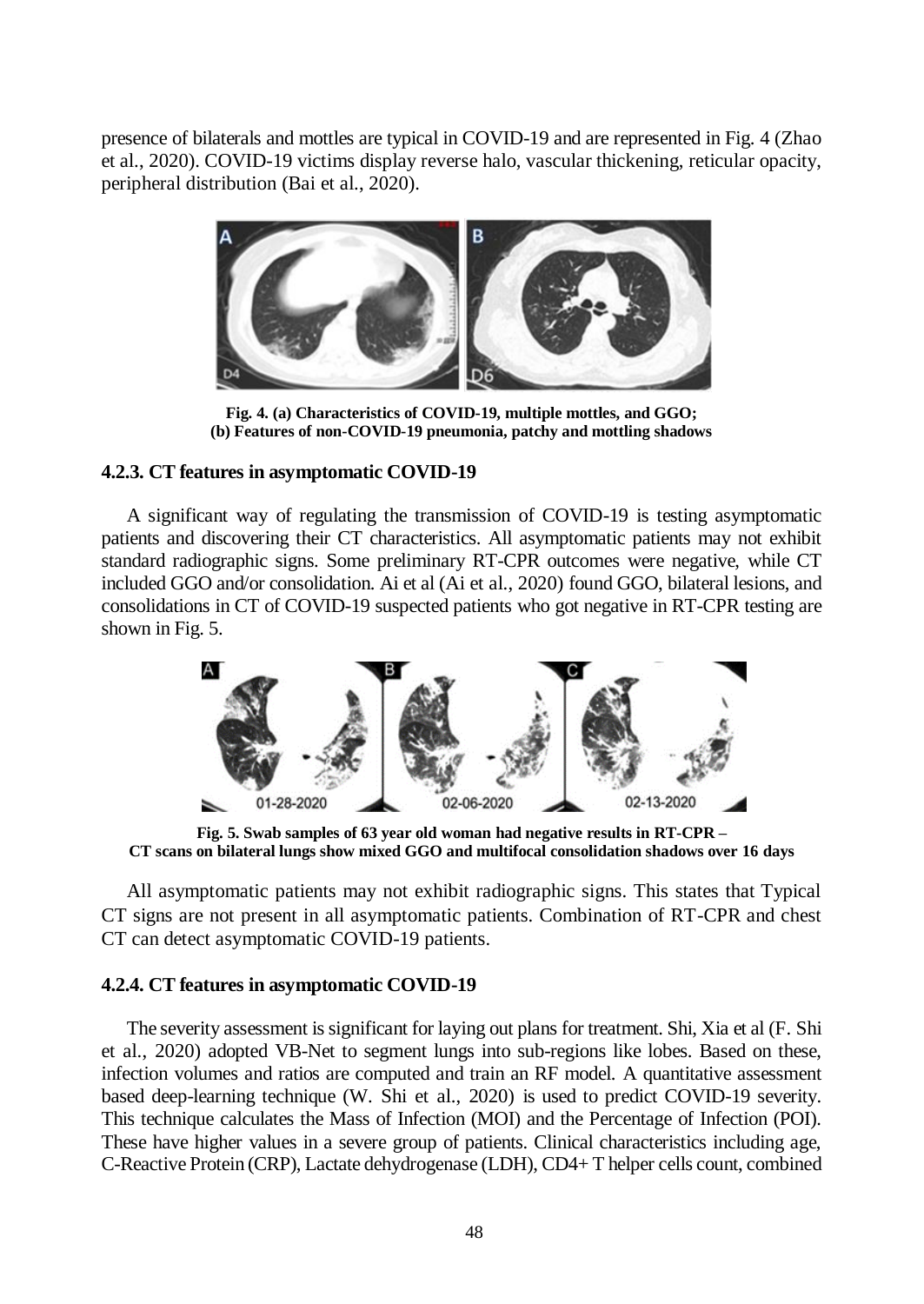presence of bilaterals and mottles are typical in COVID-19 and are represented in Fig. 4 (Zhao et al., 2020). COVID-19 victims display reverse halo, vascular thickening, reticular opacity, peripheral distribution (Bai et al., 2020).

**Fig. 4. (a) Characteristics of COVID-19, multiple mottles, and GGO; (b) Features of non-COVID-19 pneumonia, patchy and mottling shadows**

### 4.2.3. CT features in asymptomatic COVID-19

A significant way of regulating the transmission of COVID-19 is testing asymptomatic patients and discovering their CT characteristics. All asymptomatic patients may not exhibit standard radiographic signs. Some preliminary RT-CPR outcomes were negative, while CT included GGO and/or consolidation. Ai et al (Ai et al., 2020) found GGO, bilateral lesions, and consolidations in CT of COVID-19 suspected patients who got negative in RT-CPR testing are shown in Fig. 5.

**Fig. 5. Swab samples of 63 year old woman had negative results in RT-CPR – CT scans on bilateral lungs show mixed GGO and multifocal consolidation shadows over 16 days**

All asymptomatic patients may not exhibit radiographic signs. This states that Typical CT signs are not present in all asymptomatic patients. Combination of RT-CPR and chest CT can detect asymptomatic COVID-19 patients.

### 4.2.4. CT features in asymptomatic COVID-19

The severity assessment is significant for laying out plans for treatment. Shi, Xia et al (F. Shi et al., 2020) adopted VB-Net to segment lungs into sub-regions like lobes. Based on these, infection volumes and ratios are computed and train an RF model. A quantitative assessment based deep-learning technique (W. Shi et al., 2020) is used to predict COVID-19 severity. This technique calculates the Mass of Infection (MOI) and the Percentage of Infection (POI). These have higher values in a severe group of patients. Clinical characteristics including age, C-Reactive Protein (CRP), Lactate dehydrogenase (LDH), CD4+ T helper cells count, combined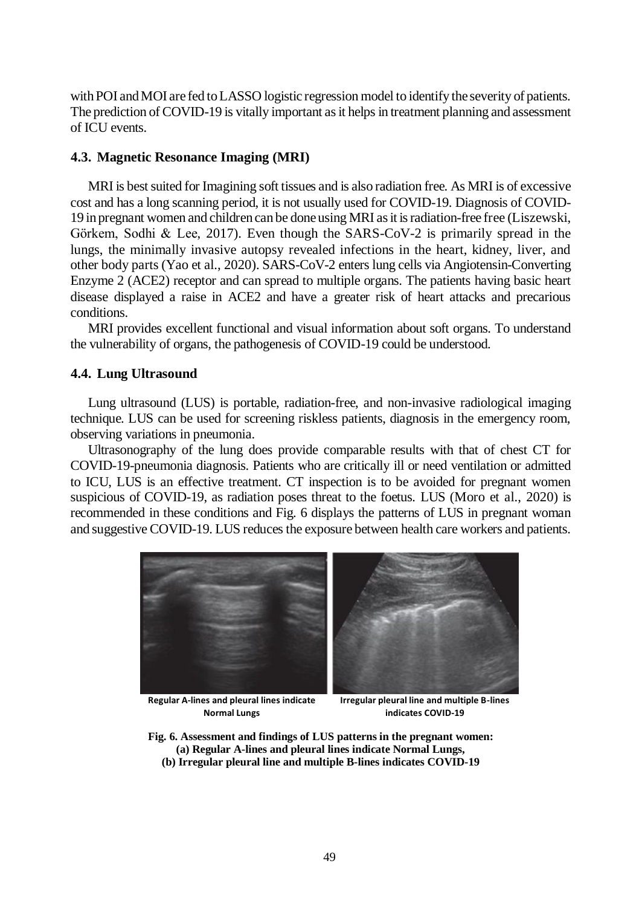with POI and MOI are fed to LASSO logistic regression model to identify the severity of patients. The prediction of COVID-19 is vitally important as it helps in treatment planning and assessment of ICU events.

### 4.3. Magnetic Resonance Imaging (MRI)

MRI is best suited for Imagining soft tissues and is also radiation free. As MRI is of excessive cost and has a long scanning period, it is not usually used for COVID-19. Diagnosis of COVID-19 in pregnant women and children can be done using MRI as it is radiation-free free (Liszewski, Görkem, Sodhi & Lee, 2017). Even though the SARS-CoV-2 is primarily spread in the lungs, the minimally invasive autopsy revealed infections in the heart, kidney, liver, and other body parts (Yao et al., 2020). SARS-CoV-2 enters lung cells via Angiotensin-Converting Enzyme 2 (ACE2) receptor and can spread to multiple organs. The patients having basic heart disease displayed a raise in ACE2 and have a greater risk of heart attacks and precarious conditions.

MRI provides excellent functional and visual information about soft organs. To understand the vulnerability of organs, the pathogenesis of COVID-19 could be understood.

### 4.4. Lung Ultrasound

Lung ultrasound (LUS) is portable, radiation-free, and non-invasive radiological imaging technique. LUS can be used for screening riskless patients, diagnosis in the emergency room, observing variations in pneumonia.

Ultrasonography of the lung does provide comparable results with that of chest CT for COVID-19-pneumonia diagnosis. Patients who are critically ill or need ventilation or admitted to ICU, LUS is an effective treatment. CT inspection is to be avoided for pregnant women suspicious of COVID-19, as radiation poses threat to the foetus. LUS (Moro et al., 2020) is recommended in these conditions and Fig. 6 displays the patterns of LUS in pregnant woman and suggestive COVID-19. LUS reduces the exposure between health care workers and patients.

Regular A-lines and pleural lines indicate Normal Lungs

Irregular pleural line and multiple B-lines indicates COVID-19

**Fig. 6. Assessment and findings of LUS patterns in the pregnant women: (a) Regular A-lines and pleural lines indicate Normal Lungs, (b) Irregular pleural line and multiple B-lines indicates COVID-19**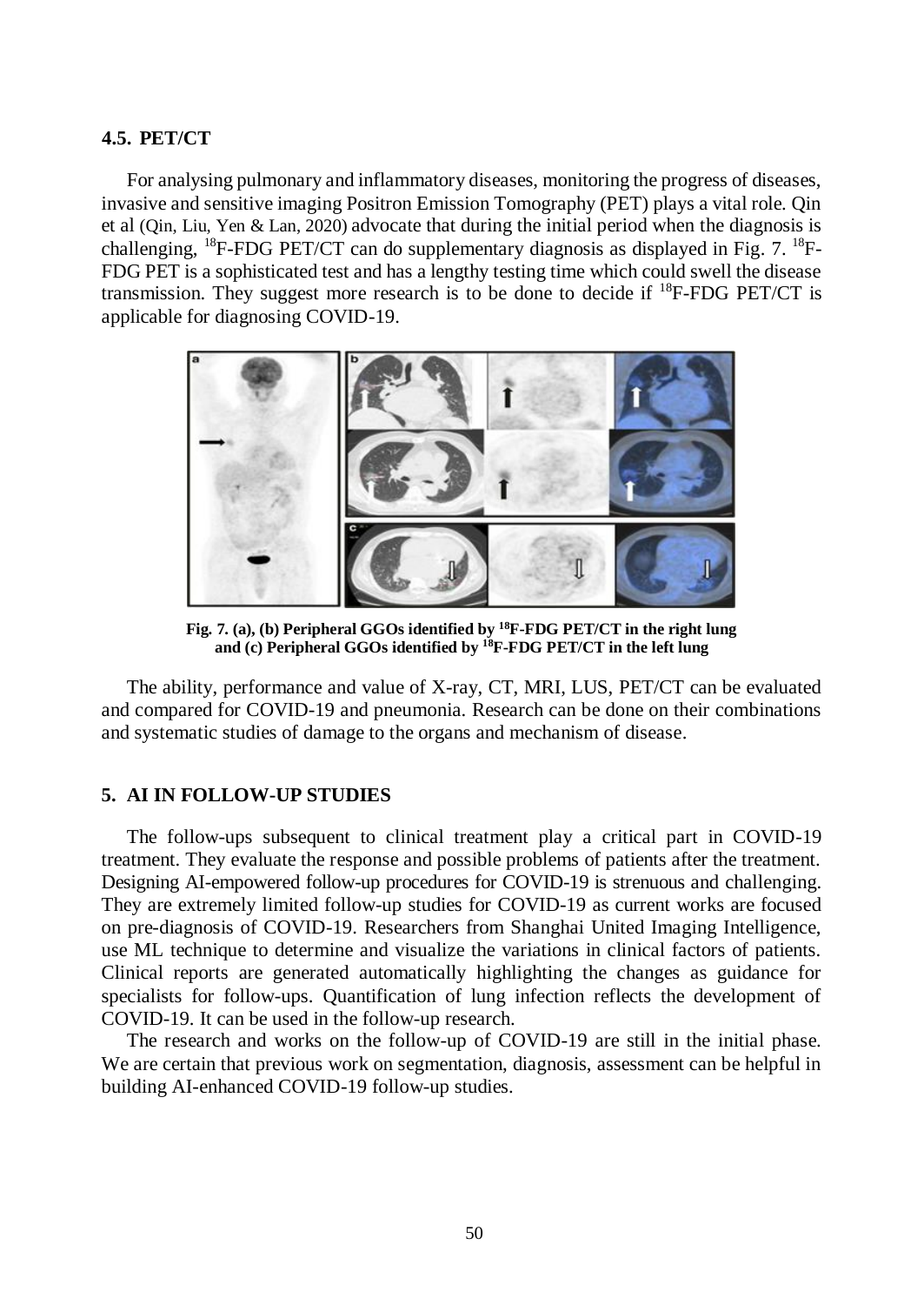## 4.5. PET/CT

For analysing pulmonary and inflammatory diseases, monitoring the progress of diseases, invasive and sensitive imaging Positron Emission Tomography (PET) plays a vital role. Qin et al (Qin, Liu, Yen & Lan, 2020) advocate that during the initial period when the diagnosis is challenging, $^{18}$F-FDG PET/CT can do supplementary diagnosis as displayed in Fig. 7. $^{18}$F-FDG PET is a sophisticated test and has a lengthy testing time which could swell the disease transmission. They suggest more research is to be done to decide if $^{18}$F-FDG PET/CT is applicable for diagnosing COVID-19.

**Fig. 7. (a), (b) Peripheral GGOs identified by $^{18}$F-FDG PET/CT in the right lung and (c) Peripheral GGOs identified by $^{18}$F-FDG PET/CT in the left lung**

The ability, performance and value of X-ray, CT, MRI, LUS, PET/CT can be evaluated and compared for COVID-19 and pneumonia. Research can be done on their combinations and systematic studies of damage to the organs and mechanism of disease.

# 5. AI IN FOLLOW-UP STUDIES

The follow-ups subsequent to clinical treatment play a critical part in COVID-19 treatment. They evaluate the response and possible problems of patients after the treatment. Designing AI-empowered follow-up procedures for COVID-19 is strenuous and challenging. They are extremely limited follow-up studies for COVID-19 as current works are focused on pre-diagnosis of COVID-19. Researchers from Shanghai United Imaging Intelligence, use ML technique to determine and visualize the variations in clinical factors of patients. Clinical reports are generated automatically highlighting the changes as guidance for specialists for follow-ups. Quantification of lung infection reflects the development of COVID-19. It can be used in the follow-up research.

The research and works on the follow-up of COVID-19 are still in the initial phase. We are certain that previous work on segmentation, diagnosis, assessment can be helpful in building AI-enhanced COVID-19 follow-up studies.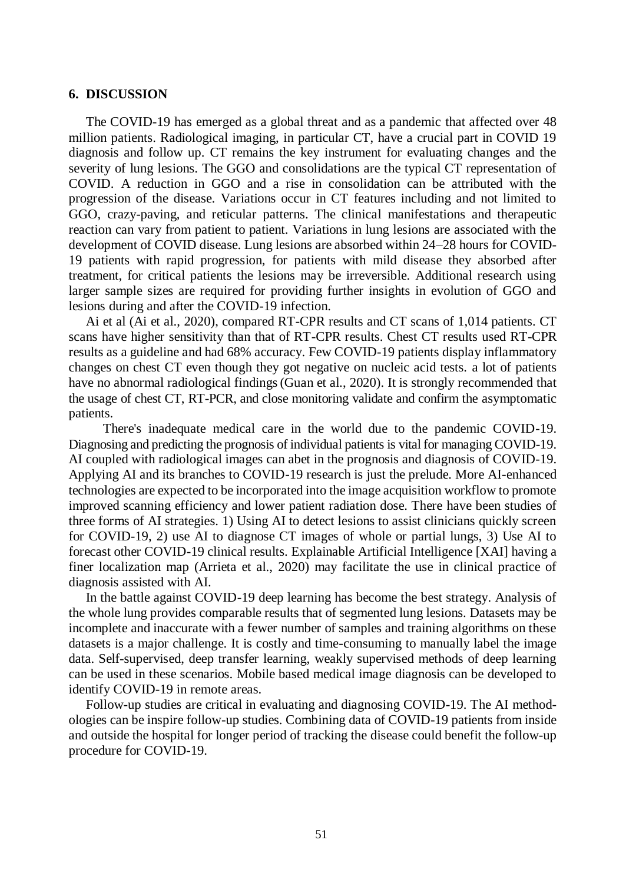## 6. DISCUSSION

The COVID-19 has emerged as a global threat and as a pandemic that affected over 48 million patients. Radiological imaging, in particular CT, have a crucial part in COVID 19 diagnosis and follow up. CT remains the key instrument for evaluating changes and the severity of lung lesions. The GGO and consolidations are the typical CT representation of COVID. A reduction in GGO and a rise in consolidation can be attributed with the progression of the disease. Variations occur in CT features including and not limited to GGO, crazy-paving, and reticular patterns. The clinical manifestations and therapeutic reaction can vary from patient to patient. Variations in lung lesions are associated with the development of COVID disease. Lung lesions are absorbed within 24–28 hours for COVID-19 patients with rapid progression, for patients with mild disease they absorbed after treatment, for critical patients the lesions may be irreversible. Additional research using larger sample sizes are required for providing further insights in evolution of GGO and lesions during and after the COVID-19 infection.

Ai et al (Ai et al., 2020), compared RT-CPR results and CT scans of 1,014 patients. CT scans have higher sensitivity than that of RT-CPR results. Chest CT results used RT-CPR results as a guideline and had 68% accuracy. Few COVID-19 patients display inflammatory changes on chest CT even though they got negative on nucleic acid tests. a lot of patients have no abnormal radiological findings (Guan et al., 2020). It is strongly recommended that the usage of chest CT, RT-PCR, and close monitoring validate and confirm the asymptomatic patients.

There's inadequate medical care in the world due to the pandemic COVID-19. Diagnosing and predicting the prognosis of individual patients is vital for managing COVID-19. AI coupled with radiological images can abet in the prognosis and diagnosis of COVID-19. Applying AI and its branches to COVID-19 research is just the prelude. More AI-enhanced technologies are expected to be incorporated into the image acquisition workflow to promote improved scanning efficiency and lower patient radiation dose. There have been studies of three forms of AI strategies. 1) Using AI to detect lesions to assist clinicians quickly screen for COVID-19, 2) use AI to diagnose CT images of whole or partial lungs, 3) Use AI to forecast other COVID-19 clinical results. Explainable Artificial Intelligence [XAI] having a finer localization map (Arrieta et al., 2020) may facilitate the use in clinical practice of diagnosis assisted with AI.

In the battle against COVID-19 deep learning has become the best strategy. Analysis of the whole lung provides comparable results that of segmented lung lesions. Datasets may be incomplete and inaccurate with a fewer number of samples and training algorithms on these datasets is a major challenge. It is costly and time-consuming to manually label the image data. Self-supervised, deep transfer learning, weakly supervised methods of deep learning can be used in these scenarios. Mobile based medical image diagnosis can be developed to identify COVID-19 in remote areas.

Follow-up studies are critical in evaluating and diagnosing COVID-19. The AI methodologies can be inspire follow-up studies. Combining data of COVID-19 patients from inside and outside the hospital for longer period of tracking the disease could benefit the follow-up procedure for COVID-19.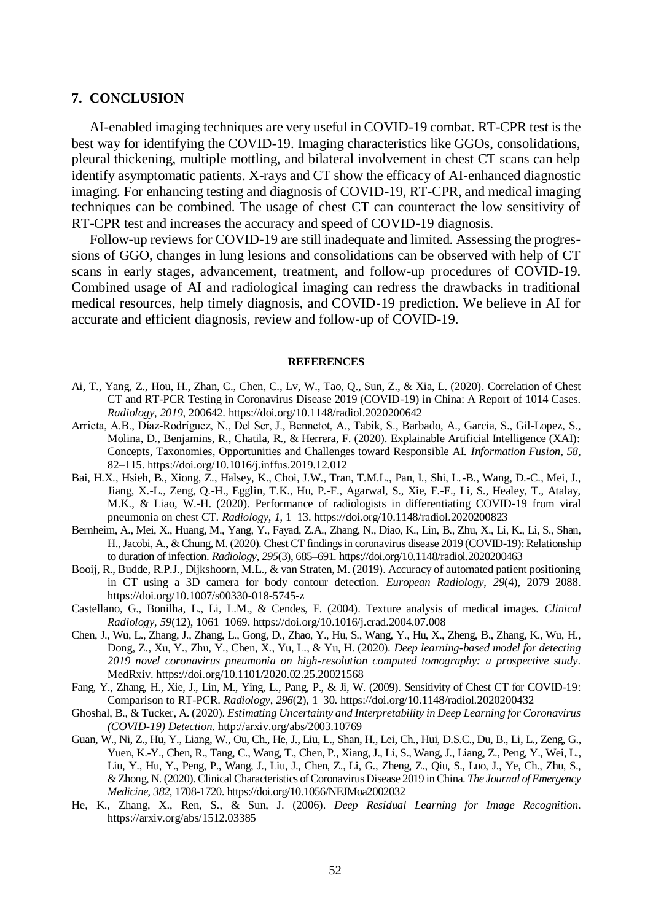## 7. CONCLUSION

AI-enabled imaging techniques are very useful in COVID-19 combat. RT-CPR test is the best way for identifying the COVID-19. Imaging characteristics like GGOs, consolidations, pleural thickening, multiple mottling, and bilateral involvement in chest CT scans can help identify asymptomatic patients. X-rays and CT show the efficacy of AI-enhanced diagnostic imaging. For enhancing testing and diagnosis of COVID-19, RT-CPR, and medical imaging techniques can be combined. The usage of chest CT can counteract the low sensitivity of RT-CPR test and increases the accuracy and speed of COVID-19 diagnosis.

Follow-up reviews for COVID-19 are still inadequate and limited. Assessing the progressions of GGO, changes in lung lesions and consolidations can be observed with help of CT scans in early stages, advancement, treatment, and follow-up procedures of COVID-19. Combined usage of AI and radiological imaging can redress the drawbacks in traditional medical resources, help timely diagnosis, and COVID-19 prediction. We believe in AI for accurate and efficient diagnosis, review and follow-up of COVID-19.

## REFERENCES

Ai, T., Yang, Z., Hou, H., Zhan, C., Chen, C., Lv, W., Tao, Q., Sun, Z., & Xia, L. (2020). Correlation of Chest CT and RT-PCR Testing in Coronavirus Disease 2019 (COVID-19) in China: A Report of 1014 Cases. *Radiology*, *2019*, 200642. https://doi.org/10.1148/radiol.2020200642

Arrieta, A.B., Díaz-Rodríguez, N., Del Ser, J., Bennetot, A., Tabik, S., Barbado, A., Garcia, S., Gil-Lopez, S., Molina, D., Benjamins, R., Chatila, R., & Herrera, F. (2020). Explainable Artificial Intelligence (XAI): Concepts, Taxonomies, Opportunities and Challenges toward Responsible AI. *Information Fusion*, *58*, 82–115. https://doi.org/10.1016/j.inffus.2019.12.012

Bai, H.X., Hsieh, B., Xiong, Z., Halsey, K., Choi, J.W., Tran, T.M.L., Pan, I., Shi, L.-B., Wang, D.-C., Mei, J., Jiang, X.-L., Zeng, Q.-H., Egglin, T.K., Hu, P.-F., Agarwal, S., Xie, F.-F., Li, S., Healey, T., Atalay, M.K., & Liao, W.-H. (2020). Performance of radiologists in differentiating COVID-19 from viral pneumonia on chest CT. *Radiology*, *1*, 1–13. https://doi.org/10.1148/radiol.2020200823

Bernheim, A., Mei, X., Huang, M., Yang, Y., Fayad, Z.A., Zhang, N., Diao, K., Lin, B., Zhu, X., Li, K., Li, S., Shan, H., Jacobi, A., & Chung, M. (2020). Chest CT findings in coronavirus disease 2019 (COVID-19): Relationship to duration of infection. *Radiology*, *295*(3), 685–691. https://doi.org/10.1148/radiol.2020200463

Booij, R., Budde, R.P.J., Dijkshoorn, M.L., & van Straten, M. (2019). Accuracy of automated patient positioning in CT using a 3D camera for body contour detection. *European Radiology*, *29*(4), 2079–2088. https://doi.org/10.1007/s00330-018-5745-z

Castellano, G., Bonilha, L., Li, L.M., & Cendes, F. (2004). Texture analysis of medical images. *Clinical Radiology*, *59*(12), 1061–1069. https://doi.org/10.1016/j.crad.2004.07.008

Chen, J., Wu, L., Zhang, J., Zhang, L., Gong, D., Zhao, Y., Hu, S., Wang, Y., Hu, X., Zheng, B., Zhang, K., Wu, H., Dong, Z., Xu, Y., Zhu, Y., Chen, X., Yu, L., & Yu, H. (2020). *Deep learning-based model for detecting 2019 novel coronavirus pneumonia on high-resolution computed tomography: a prospective study*. MedRxiv. https://doi.org/10.1101/2020.02.25.20021568

Fang, Y., Zhang, H., Xie, J., Lin, M., Ying, L., Pang, P., & Ji, W. (2009). Sensitivity of Chest CT for COVID-19: Comparison to RT-PCR. *Radiology*, *296*(2), 1–30. https://doi.org/10.1148/radiol.2020200432

Ghoshal, B., & Tucker, A. (2020). *Estimating Uncertainty and Interpretability in Deep Learning for Coronavirus (COVID-19) Detection*. http://arxiv.org/abs/2003.10769

Guan, W., Ni, Z., Hu, Y., Liang, W., Ou, Ch., He, J., Liu, L., Shan, H., Lei, Ch., Hui, D.S.C., Du, B., Li, L., Zeng, G., Yuen, K.-Y., Chen, R., Tang, C., Wang, T., Chen, P., Xiang, J., Li, S., Wang, J., Liang, Z., Peng, Y., Wei, L., Liu, Y., Hu, Y., Peng, P., Wang, J., Liu, J., Chen, Z., Li, G., Zheng, Z., Qiu, S., Luo, J., Ye, Ch., Zhu, S., & Zhong, N. (2020). Clinical Characteristics of Coronavirus Disease 2019 in China. *The Journal of Emergency Medicine*, *382*, 1708-1720. https://doi.org/10.1056/NEJMoa2002032

He, K., Zhang, X., Ren, S., & Sun, J. (2006). *Deep Residual Learning for Image Recognition*. https://arxiv.org/abs/1512.03385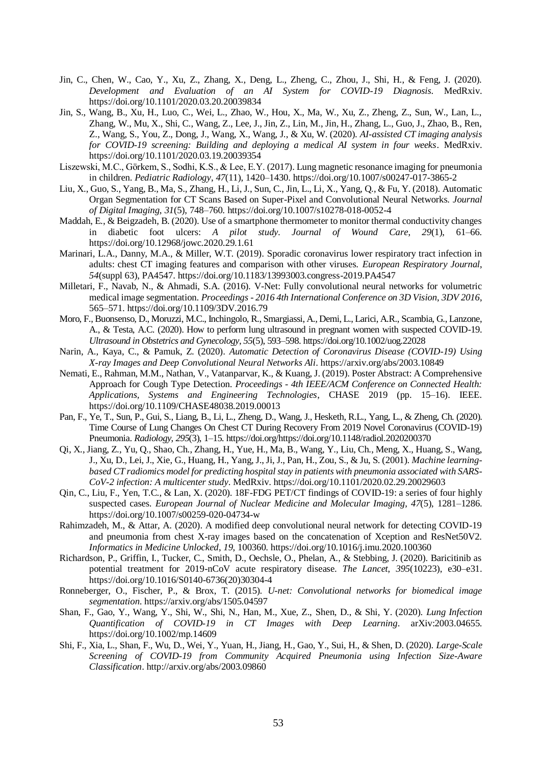Jin, C., Chen, W., Cao, Y., Xu, Z., Zhang, X., Deng, L., Zheng, C., Zhou, J., Shi, H., & Feng, J. (2020). *Development and Evaluation of an AI System for COVID-19 Diagnosis*. MedRxiv. https://doi.org/10.1101/2020.03.20.20039834

Jin, S., Wang, B., Xu, H., Luo, C., Wei, L., Zhao, W., Hou, X., Ma, W., Xu, Z., Zheng, Z., Sun, W., Lan, L., Zhang, W., Mu, X., Shi, C., Wang, Z., Lee, J., Jin, Z., Lin, M., Jin, H., Zhang, L., Guo, J., Zhao, B., Ren, Z., Wang, S., You, Z., Dong, J., Wang, X., Wang, J., & Xu, W. (2020). *AI-assisted CT imaging analysis for COVID-19 screening: Building and deploying a medical AI system in four weeks*. MedRxiv. https://doi.org/10.1101/2020.03.19.20039354

Liszewski, M.C., Görkem, S., Sodhi, K.S., & Lee, E.Y. (2017). Lung magnetic resonance imaging for pneumonia in children. *Pediatric Radiology*, *47*(11), 1420–1430. https://doi.org/10.1007/s00247-017-3865-2

Liu, X., Guo, S., Yang, B., Ma, S., Zhang, H., Li, J., Sun, C., Jin, L., Li, X., Yang, Q., & Fu, Y. (2018). Automatic Organ Segmentation for CT Scans Based on Super-Pixel and Convolutional Neural Networks. *Journal of Digital Imaging*, *31*(5), 748–760. https://doi.org/10.1007/s10278-018-0052-4

Maddah, E., & Beigzadeh, B. (2020). Use of a smartphone thermometer to monitor thermal conductivity changes in diabetic foot ulcers: *A pilot study*. *Journal of Wound Care*, *29*(1), 61–66. https://doi.org/10.12968/jowc.2020.29.1.61

Marinari, L.A., Danny, M.A., & Miller, W.T. (2019). Sporadic coronavirus lower respiratory tract infection in adults: chest CT imaging features and comparison with other viruses. *European Respiratory Journal*, *54*(suppl 63), PA4547. https://doi.org/10.1183/13993003.congress-2019.PA4547

Milletari, F., Navab, N., & Ahmadi, S.A. (2016). V-Net: Fully convolutional neural networks for volumetric medical image segmentation. *Proceedings - 2016 4th International Conference on 3D Vision, 3DV 2016*, 565–571. https://doi.org/10.1109/3DV.2016.79

Moro, F., Buonsenso, D., Moruzzi, M.C., Inchingolo, R., Smargiassi, A., Demi, L., Larici, A.R., Scambia, G., Lanzone, A., & Testa, A.C. (2020). How to perform lung ultrasound in pregnant women with suspected COVID-19. *Ultrasound in Obstetrics and Gynecology*, *55*(5), 593–598. https://doi.org/10.1002/uog.22028

Narin, A., Kaya, C., & Pamuk, Z. (2020). *Automatic Detection of Coronavirus Disease (COVID-19) Using X-ray Images and Deep Convolutional Neural Networks Ali*. https://arxiv.org/abs/2003.10849

Nemati, E., Rahman, M.M., Nathan, V., Vatanparvar, K., & Kuang, J. (2019). Poster Abstract: A Comprehensive Approach for Cough Type Detection. *Proceedings - 4th IEEE/ACM Conference on Connected Health: Applications, Systems and Engineering Technologies*, CHASE 2019 (pp. 15–16). IEEE. https://doi.org/10.1109/CHASE48038.2019.00013

Pan, F., Ye, T., Sun, P., Gui, S., Liang, B., Li, L., Zheng, D., Wang, J., Hesketh, R.L., Yang, L., & Zheng, Ch. (2020). Time Course of Lung Changes On Chest CT During Recovery From 2019 Novel Coronavirus (COVID-19) Pneumonia. *Radiology*, *295*(3), 1–15. https://doi.org/https://doi.org/10.1148/radiol.2020200370

Qi, X., Jiang, Z., Yu, Q., Shao, Ch., Zhang, H., Yue, H., Ma, B., Wang, Y., Liu, Ch., Meng, X., Huang, S., Wang, J., Xu, D., Lei, J., Xie, G., Huang, H., Yang, J., Ji, J., Pan, H., Zou, S., & Ju, S. (2001). *Machine learning-based CT radiomics model for predicting hospital stay in patients with pneumonia associated with SARS-CoV-2 infection: A multicenter study*. MedRxiv. https://doi.org/10.1101/2020.02.29.20029603

Qin, C., Liu, F., Yen, T.C., & Lan, X. (2020). 18F-FDG PET/CT findings of COVID-19: a series of four highly suspected cases. *European Journal of Nuclear Medicine and Molecular Imaging*, *47*(5), 1281–1286. https://doi.org/10.1007/s00259-020-04734-w

Rahimzadeh, M., & Attar, A. (2020). A modified deep convolutional neural network for detecting COVID-19 and pneumonia from chest X-ray images based on the concatenation of Xception and ResNet50V2. *Informatics in Medicine Unlocked*, *19*, 100360. https://doi.org/10.1016/j.imu.2020.100360

Richardson, P., Griffin, I., Tucker, C., Smith, D., Oechsle, O., Phelan, A., & Stebbing, J. (2020). Baricitinib as potential treatment for 2019-nCoV acute respiratory disease. *The Lancet*, *395*(10223), e30–e31. https://doi.org/10.1016/S0140-6736(20)30304-4

Ronneberger, O., Fischer, P., & Brox, T. (2015). *U-net: Convolutional networks for biomedical image segmentation*. https://arxiv.org/abs/1505.04597

Shan, F., Gao, Y., Wang, Y., Shi, W., Shi, N., Han, M., Xue, Z., Shen, D., & Shi, Y. (2020). *Lung Infection Quantification of COVID-19 in CT Images with Deep Learning*. arXiv:2003.04655. https://doi.org/10.1002/mp.14609

Shi, F., Xia, L., Shan, F., Wu, D., Wei, Y., Yuan, H., Jiang, H., Gao, Y., Sui, H., & Shen, D. (2020). *Large-Scale Screening of COVID-19 from Community Acquired Pneumonia using Infection Size-Aware Classification*. http://arxiv.org/abs/2003.09860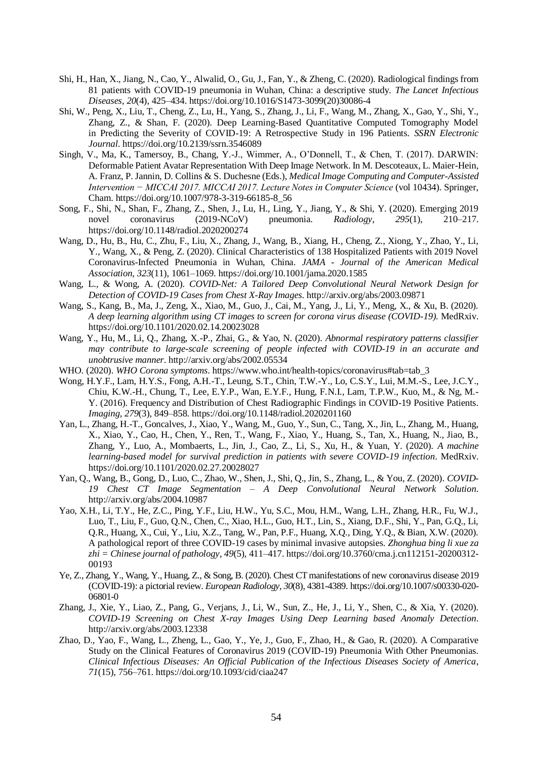Shi, H., Han, X., Jiang, N., Cao, Y., Alwalid, O., Gu, J., Fan, Y., & Zheng, C. (2020). Radiological findings from 81 patients with COVID-19 pneumonia in Wuhan, China: a descriptive study. *The Lancet Infectious Diseases*, *20*(4), 425–434. https://doi.org/10.1016/S1473-3099(20)30086-4

Shi, W., Peng, X., Liu, T., Cheng, Z., Lu, H., Yang, S., Zhang, J., Li, F., Wang, M., Zhang, X., Gao, Y., Shi, Y., Zhang, Z., & Shan, F. (2020). Deep Learning-Based Quantitative Computed Tomography Model in Predicting the Severity of COVID-19: A Retrospective Study in 196 Patients. *SSRN Electronic Journal*. https://doi.org/10.2139/ssrn.3546089

Singh, V., Ma, K., Tamersoy, B., Chang, Y.-J., Wimmer, A., O'Donnell, T., & Chen, T. (2017). DARWIN: Deformable Patient Avatar Representation With Deep Image Network. In M. Descoteaux, L. Maier-Hein, A. Franz, P. Jannin, D. Collins & S. Duchesne (Eds.), *Medical Image Computing and Computer-Assisted Intervention − MICCAI 2017. MICCAI 2017. Lecture Notes in Computer Science* (vol 10434). Springer, Cham. https://doi.org/10.1007/978-3-319-66185-8_56

Song, F., Shi, N., Shan, F., Zhang, Z., Shen, J., Lu, H., Ling, Y., Jiang, Y., & Shi, Y. (2020). Emerging 2019 novel coronavirus (2019-NCoV) pneumonia. *Radiology*, *295*(1), 210–217. https://doi.org/10.1148/radiol.2020200274

Wang, D., Hu, B., Hu, C., Zhu, F., Liu, X., Zhang, J., Wang, B., Xiang, H., Cheng, Z., Xiong, Y., Zhao, Y., Li, Y., Wang, X., & Peng, Z. (2020). Clinical Characteristics of 138 Hospitalized Patients with 2019 Novel Coronavirus-Infected Pneumonia in Wuhan, China. *JAMA - Journal of the American Medical Association*, *323*(11), 1061–1069. https://doi.org/10.1001/jama.2020.1585

Wang, L., & Wong, A. (2020). *COVID-Net: A Tailored Deep Convolutional Neural Network Design for Detection of COVID-19 Cases from Chest X-Ray Images*. http://arxiv.org/abs/2003.09871

Wang, S., Kang, B., Ma, J., Zeng, X., Xiao, M., Guo, J., Cai, M., Yang, J., Li, Y., Meng, X., & Xu, B. (2020). *A deep learning algorithm using CT images to screen for corona virus disease (COVID-19)*. MedRxiv. https://doi.org/10.1101/2020.02.14.20023028

Wang, Y., Hu, M., Li, Q., Zhang, X.-P., Zhai, G., & Yao, N. (2020). *Abnormal respiratory patterns classifier may contribute to large-scale screening of people infected with COVID-19 in an accurate and unobtrusive manner*. http://arxiv.org/abs/2002.05534

WHO. (2020). *WHO Corona symptoms*. https://www.who.int/health-topics/coronavirus#tab=tab_3

Wong, H.Y.F., Lam, H.Y.S., Fong, A.H.-T., Leung, S.T., Chin, T.W.-Y., Lo, C.S.Y., Lui, M.M.-S., Lee, J.C.Y., Chiu, K.W.-H., Chung, T., Lee, E.Y.P., Wan, E.Y.F., Hung, F.N.I., Lam, T.P.W., Kuo, M., & Ng, M.-Y. (2016). Frequency and Distribution of Chest Radiographic Findings in COVID-19 Positive Patients. *Imaging*, *279*(3), 849–858. https://doi.org/10.1148/radiol.2020201160

Yan, L., Zhang, H.-T., Goncalves, J., Xiao, Y., Wang, M., Guo, Y., Sun, C., Tang, X., Jin, L., Zhang, M., Huang, X., Xiao, Y., Cao, H., Chen, Y., Ren, T., Wang, F., Xiao, Y., Huang, S., Tan, X., Huang, N., Jiao, B., Zhang, Y., Luo, A., Mombaerts, L., Jin, J., Cao, Z., Li, S., Xu, H., & Yuan, Y. (2020). *A machine learning-based model for survival prediction in patients with severe COVID-19 infection*. MedRxiv. https://doi.org/10.1101/2020.02.27.20028027

Yan, Q., Wang, B., Gong, D., Luo, C., Zhao, W., Shen, J., Shi, Q., Jin, S., Zhang, L., & You, Z. (2020). *COVID-19 Chest CT Image Segmentation – A Deep Convolutional Neural Network Solution*. http://arxiv.org/abs/2004.10987

Yao, X.H., Li, T.Y., He, Z.C., Ping, Y.F., Liu, H.W., Yu, S.C., Mou, H.M., Wang, L.H., Zhang, H.R., Fu, W.J., Luo, T., Liu, F., Guo, Q.N., Chen, C., Xiao, H.L., Guo, H.T., Lin, S., Xiang, D.F., Shi, Y., Pan, G.Q., Li, Q.R., Huang, X., Cui, Y., Liu, X.Z., Tang, W., Pan, P.F., Huang, X.Q., Ding, Y.Q., & Bian, X.W. (2020). A pathological report of three COVID-19 cases by minimal invasive autopsies. *Zhonghua bing li xue za zhi = Chinese journal of pathology*, *49*(5), 411–417. https://doi.org/10.3760/cma.j.cn112151-20200312-00193

Ye, Z., Zhang, Y., Wang, Y., Huang, Z., & Song, B. (2020). Chest CT manifestations of new coronavirus disease 2019 (COVID-19): a pictorial review. *European Radiology*, *30*(8), 4381-4389. https://doi.org/10.1007/s00330-020-06801-0

Zhang, J., Xie, Y., Liao, Z., Pang, G., Verjans, J., Li, W., Sun, Z., He, J., Li, Y., Shen, C., & Xia, Y. (2020). *COVID-19 Screening on Chest X-ray Images Using Deep Learning based Anomaly Detection*. http://arxiv.org/abs/2003.12338

Zhao, D., Yao, F., Wang, L., Zheng, L., Gao, Y., Ye, J., Guo, F., Zhao, H., & Gao, R. (2020). A Comparative Study on the Clinical Features of Coronavirus 2019 (COVID-19) Pneumonia With Other Pneumonias. *Clinical Infectious Diseases: An Official Publication of the Infectious Diseases Society of America*, *71*(15), 756–761. https://doi.org/10.1093/cid/ciaa247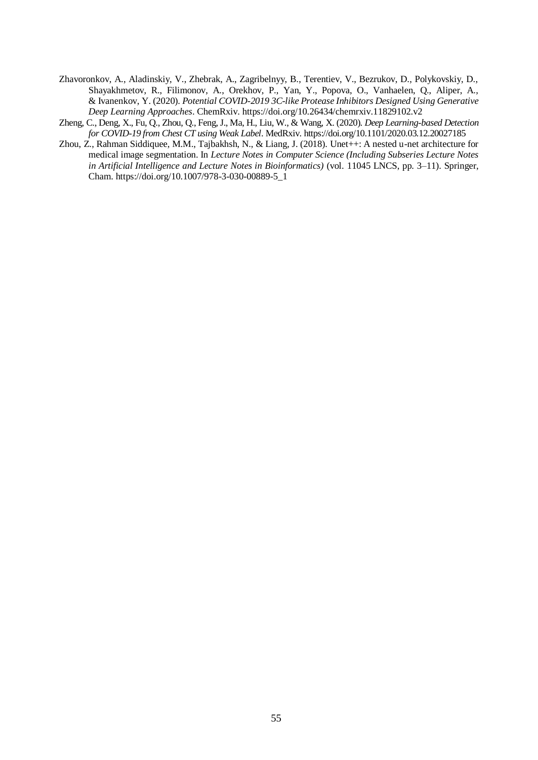Zhavoronkov, A., Aladinskiy, V., Zhebrak, A., Zagribelnyy, B., Terentiev, V., Bezrukov, D., Polykovskiy, D., Shayakhmetov, R., Filimonov, A., Orekhov, P., Yan, Y., Popova, O., Vanhaelen, Q., Aliper, A., & Ivanenkov, Y. (2020). *Potential COVID-2019 3C-like Protease Inhibitors Designed Using Generative Deep Learning Approaches*. ChemRxiv. https://doi.org/10.26434/chemrxiv.11829102.v2

Zheng, C., Deng, X., Fu, Q., Zhou, Q., Feng, J., Ma, H., Liu, W., & Wang, X. (2020). *Deep Learning-based Detection for COVID-19 from Chest CT using Weak Label*. MedRxiv. https://doi.org/10.1101/2020.03.12.20027185

Zhou, Z., Rahman Siddiquee, M.M., Tajbakhsh, N., & Liang, J. (2018). Unet++: A nested u-net architecture for medical image segmentation. In *Lecture Notes in Computer Science (Including Subseries Lecture Notes in Artificial Intelligence and Lecture Notes in Bioinformatics)* (vol. 11045 LNCS, pp. 3–11). Springer, Cham. https://doi.org/10.1007/978-3-030-00889-5_1